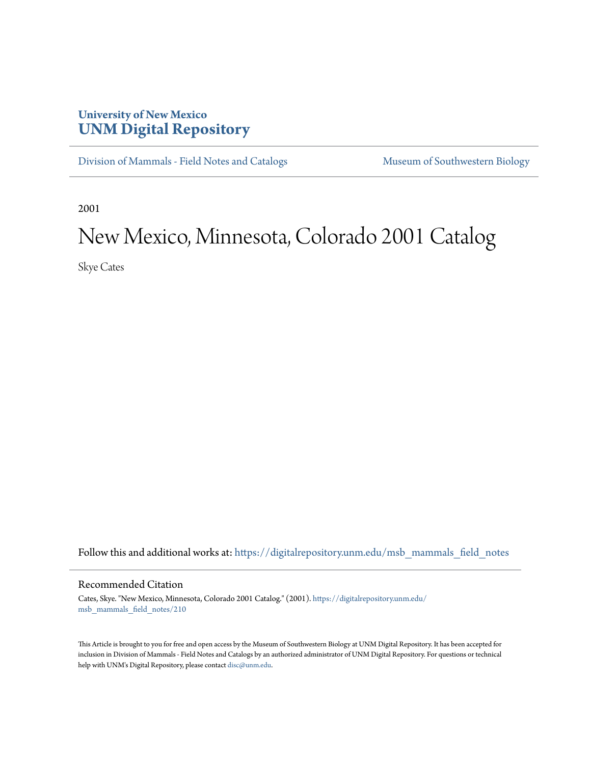University of New Mexico
# UNM Digital Repository

Division of Mammals - Field Notes and Catalogs | Museum of Southwestern Biology

2001

# New Mexico, Minnesota, Colorado 2001 Catalog

Skye Cates

Follow this and additional works at: https://digitalrepository.unm.edu/msb_mammals_field_notes

## Recommended Citation

Cates, Skye. "New Mexico, Minnesota, Colorado 2001 Catalog." (2001). https://digitalrepository.unm.edu/msb_mammals_field_notes/210

This Article is brought to you for free and open access by the Museum of Southwestern Biology at UNM Digital Repository. It has been accepted for inclusion in Division of Mammals - Field Notes and Catalogs by an authorized administrator of UNM Digital Repository. For questions or technical help with UNM's Digital Repository, please contact disc@unm.edu.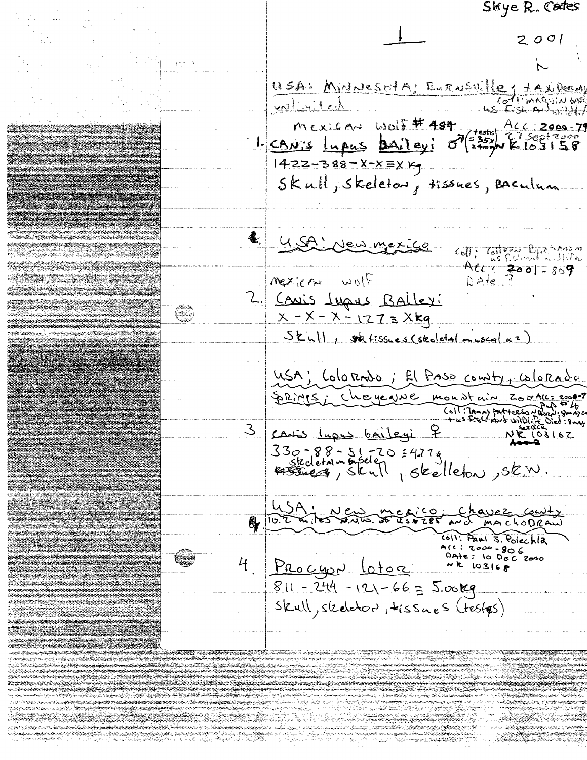Skye R. Cates

1

2001

USA: MINNESOTA; BURNSVILLE; TAXIDERMY UNLIMITED

Coll: MARVIN GASE (?) US FISH AND WILDLIFE

MEXICAN WOLF # 484

ACC: 2000-79

27 Sept 2000

1. CANIS lupus BAILEYI ♂ (testis = 35 x 24 mm) NK 103158

1422-388-X-X = X kg

Skull, skeleton, tissues, BACULUM

~~4.~~ USA: New mexico

Coll: Colleen Buchanan US Fish and Wildlife

ACC: 2001-809

DATE ?

mexican wolf

2. CANIS lupus BAILEYI

X-X-X-127 = X kg

Skull, ~~sk~~ tissues (skeletal muscle x 2)

USA; Colorado; El Paso county, colorado springs; cheyenne mountain zoo

ACC: 2000-7

Pup #4

Coll: Tammy Patterson US Fish And Wildlife Service

Born: 8 May (?) Died: 9 may

3 CANIS lupus baileyi ♀ NK 103162

330-88-51-20 = 427 g

~~tissues~~ skeletal muscle, skull, skelleton, SKW.

~~4.~~ USA; New mexico; Chavez county 10.2 miles N.N.W. of US # 285 AND MACHO DRAW

Coll: Paul S. Polechla

ACC: 2000-806

DATE: 10 Dec 2000

NK 103168

4. Procyon lotor

811-244-121-66 = 5.00 kg

Skull, skeleton, tissues (testes)